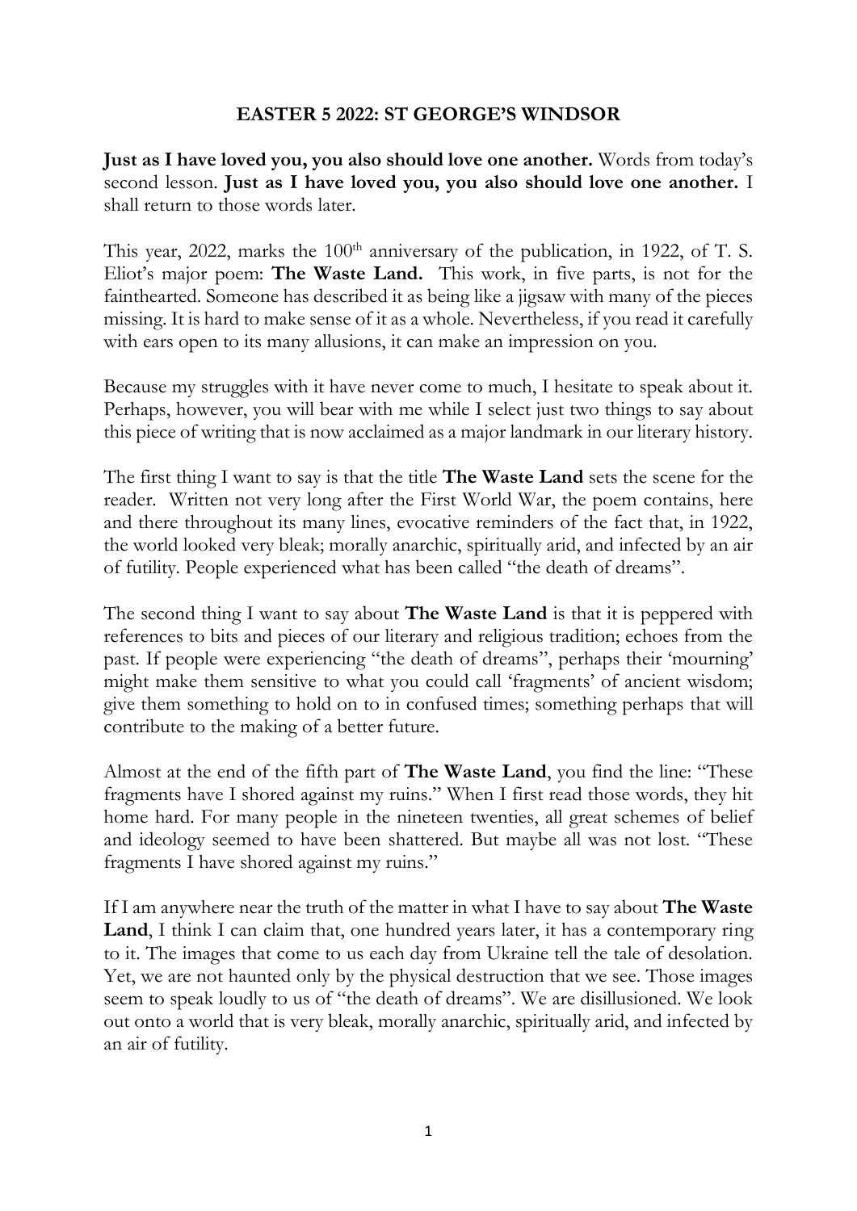**EASTER 5 2022: ST GEORGE'S WINDSOR**

**Just as I have loved you, you also should love one another.** Words from today's second lesson. **Just as I have loved you, you also should love one another.** I shall return to those words later.

This year, 2022, marks the 100th anniversary of the publication, in 1922, of T. S. Eliot's major poem: **The Waste Land.** This work, in five parts, is not for the fainthearted. Someone has described it as being like a jigsaw with many of the pieces missing. It is hard to make sense of it as a whole. Nevertheless, if you read it carefully with ears open to its many allusions, it can make an impression on you.

Because my struggles with it have never come to much, I hesitate to speak about it. Perhaps, however, you will bear with me while I select just two things to say about this piece of writing that is now acclaimed as a major landmark in our literary history.

The first thing I want to say is that the title **The Waste Land** sets the scene for the reader. Written not very long after the First World War, the poem contains, here and there throughout its many lines, evocative reminders of the fact that, in 1922, the world looked very bleak; morally anarchic, spiritually arid, and infected by an air of futility. People experienced what has been called "the death of dreams".

The second thing I want to say about **The Waste Land** is that it is peppered with references to bits and pieces of our literary and religious tradition; echoes from the past. If people were experiencing "the death of dreams", perhaps their 'mourning' might make them sensitive to what you could call 'fragments' of ancient wisdom; give them something to hold on to in confused times; something perhaps that will contribute to the making of a better future.

Almost at the end of the fifth part of **The Waste Land**, you find the line: "These fragments have I shored against my ruins." When I first read those words, they hit home hard. For many people in the nineteen twenties, all great schemes of belief and ideology seemed to have been shattered. But maybe all was not lost. "These fragments I have shored against my ruins."

If I am anywhere near the truth of the matter in what I have to say about **The Waste Land**, I think I can claim that, one hundred years later, it has a contemporary ring to it. The images that come to us each day from Ukraine tell the tale of desolation. Yet, we are not haunted only by the physical destruction that we see. Those images seem to speak loudly to us of "the death of dreams". We are disillusioned. We look out onto a world that is very bleak, morally anarchic, spiritually arid, and infected by an air of futility.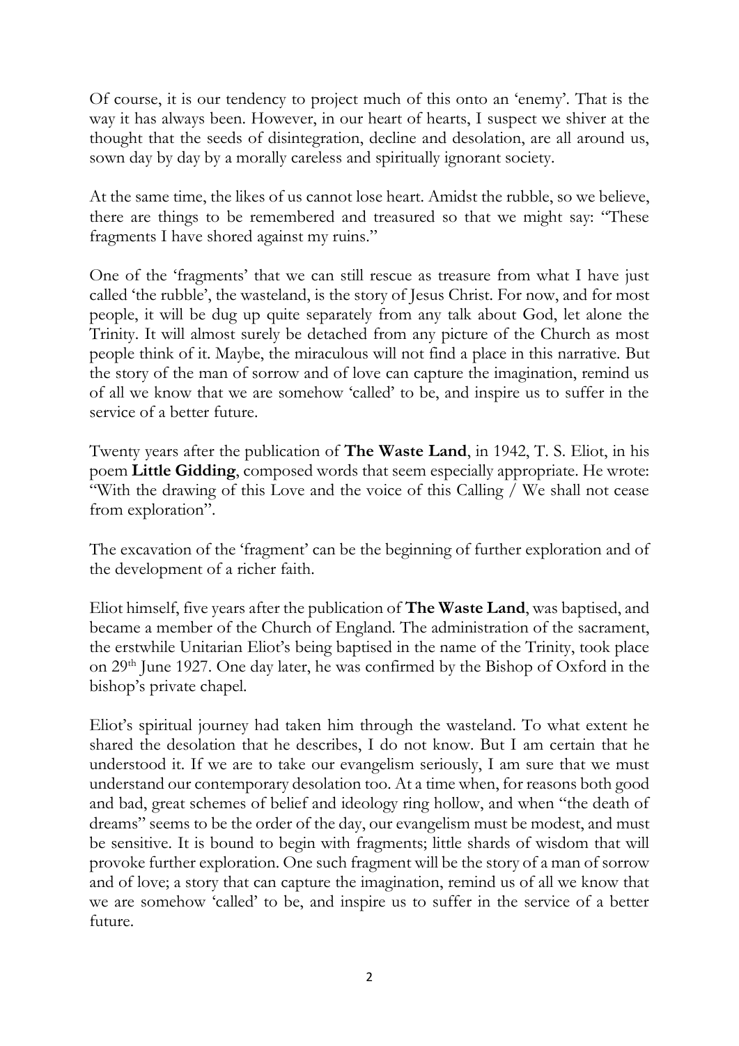Of course, it is our tendency to project much of this onto an 'enemy'. That is the way it has always been. However, in our heart of hearts, I suspect we shiver at the thought that the seeds of disintegration, decline and desolation, are all around us, sown day by day by a morally careless and spiritually ignorant society.

At the same time, the likes of us cannot lose heart. Amidst the rubble, so we believe, there are things to be remembered and treasured so that we might say: "These fragments I have shored against my ruins."

One of the 'fragments' that we can still rescue as treasure from what I have just called 'the rubble', the wasteland, is the story of Jesus Christ. For now, and for most people, it will be dug up quite separately from any talk about God, let alone the Trinity. It will almost surely be detached from any picture of the Church as most people think of it. Maybe, the miraculous will not find a place in this narrative. But the story of the man of sorrow and of love can capture the imagination, remind us of all we know that we are somehow 'called' to be, and inspire us to suffer in the service of a better future.

Twenty years after the publication of **The Waste Land**, in 1942, T. S. Eliot, in his poem **Little Gidding**, composed words that seem especially appropriate. He wrote: "With the drawing of this Love and the voice of this Calling / We shall not cease from exploration".

The excavation of the 'fragment' can be the beginning of further exploration and of the development of a richer faith.

Eliot himself, five years after the publication of **The Waste Land**, was baptised, and became a member of the Church of England. The administration of the sacrament, the erstwhile Unitarian Eliot's being baptised in the name of the Trinity, took place on 29th June 1927. One day later, he was confirmed by the Bishop of Oxford in the bishop's private chapel.

Eliot's spiritual journey had taken him through the wasteland. To what extent he shared the desolation that he describes, I do not know. But I am certain that he understood it. If we are to take our evangelism seriously, I am sure that we must understand our contemporary desolation too. At a time when, for reasons both good and bad, great schemes of belief and ideology ring hollow, and when "the death of dreams" seems to be the order of the day, our evangelism must be modest, and must be sensitive. It is bound to begin with fragments; little shards of wisdom that will provoke further exploration. One such fragment will be the story of a man of sorrow and of love; a story that can capture the imagination, remind us of all we know that we are somehow 'called' to be, and inspire us to suffer in the service of a better future.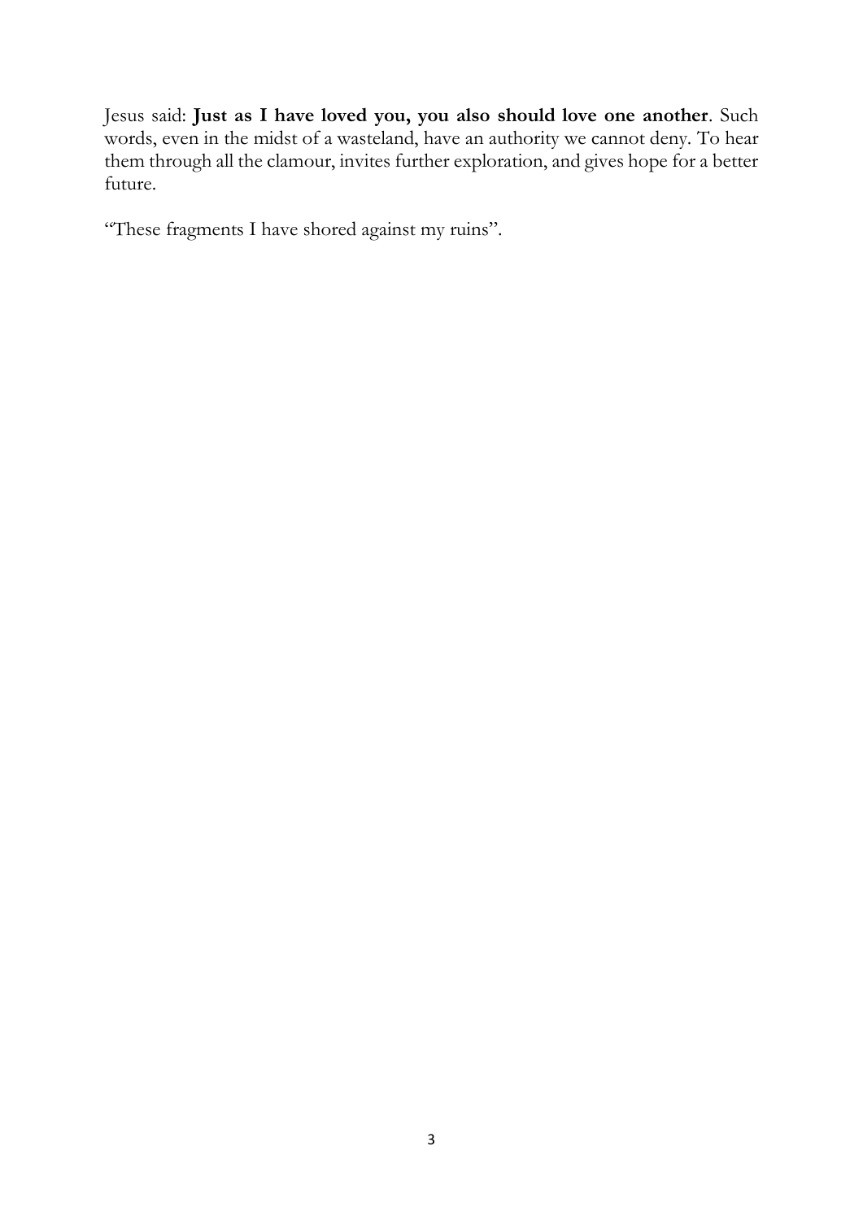Jesus said: **Just as I have loved you, you also should love one another**. Such words, even in the midst of a wasteland, have an authority we cannot deny. To hear them through all the clamour, invites further exploration, and gives hope for a better future.

"These fragments I have shored against my ruins".